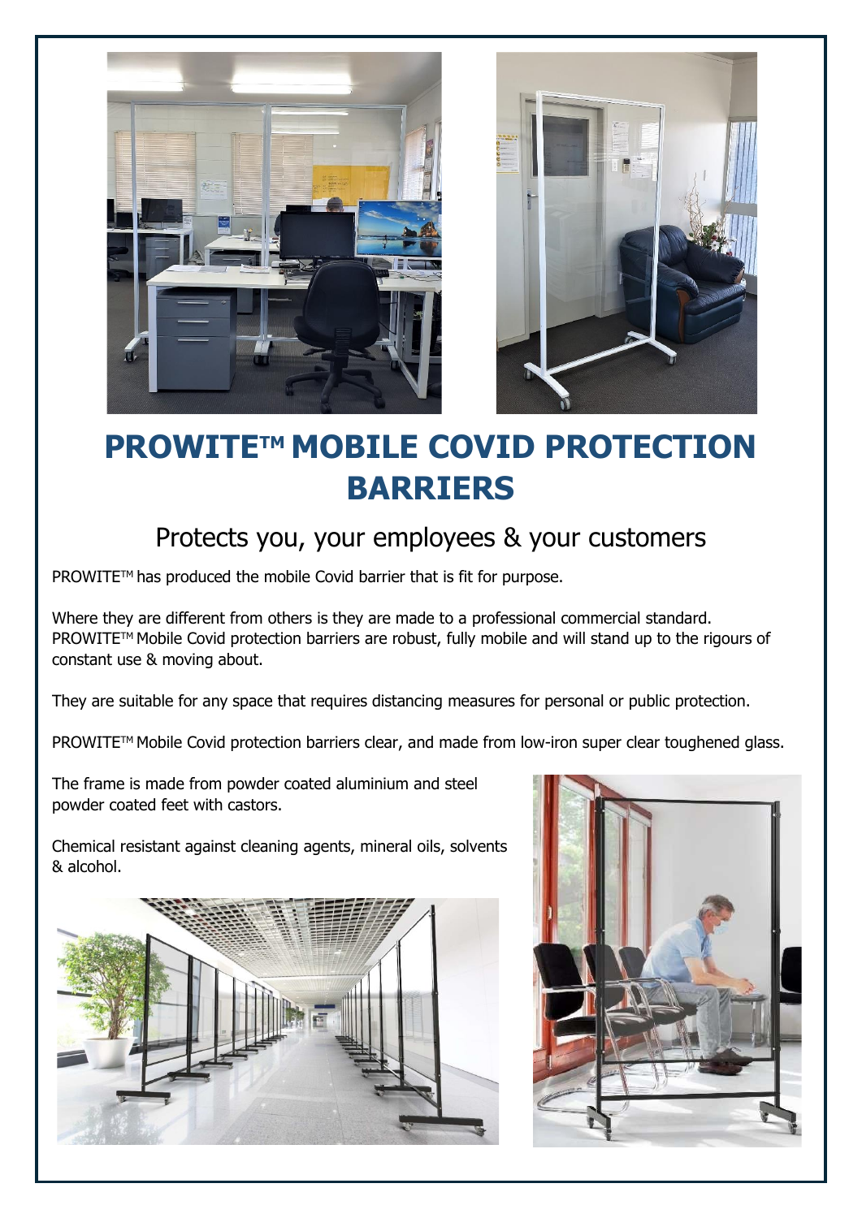# PROWITE™ MOBILE COVID PROTECTION BARRIERS

## Protects you, your employees & your customers

PROWITE™ has produced the mobile Covid barrier that is fit for purpose.

Where they are different from others is they are made to a professional commercial standard. PROWITE™ Mobile Covid protection barriers are robust, fully mobile and will stand up to the rigours of constant use & moving about.

They are suitable for any space that requires distancing measures for personal or public protection.

PROWITE™ Mobile Covid protection barriers clear, and made from low-iron super clear toughened glass.

The frame is made from powder coated aluminium and steel powder coated feet with castors.

Chemical resistant against cleaning agents, mineral oils, solvents & alcohol.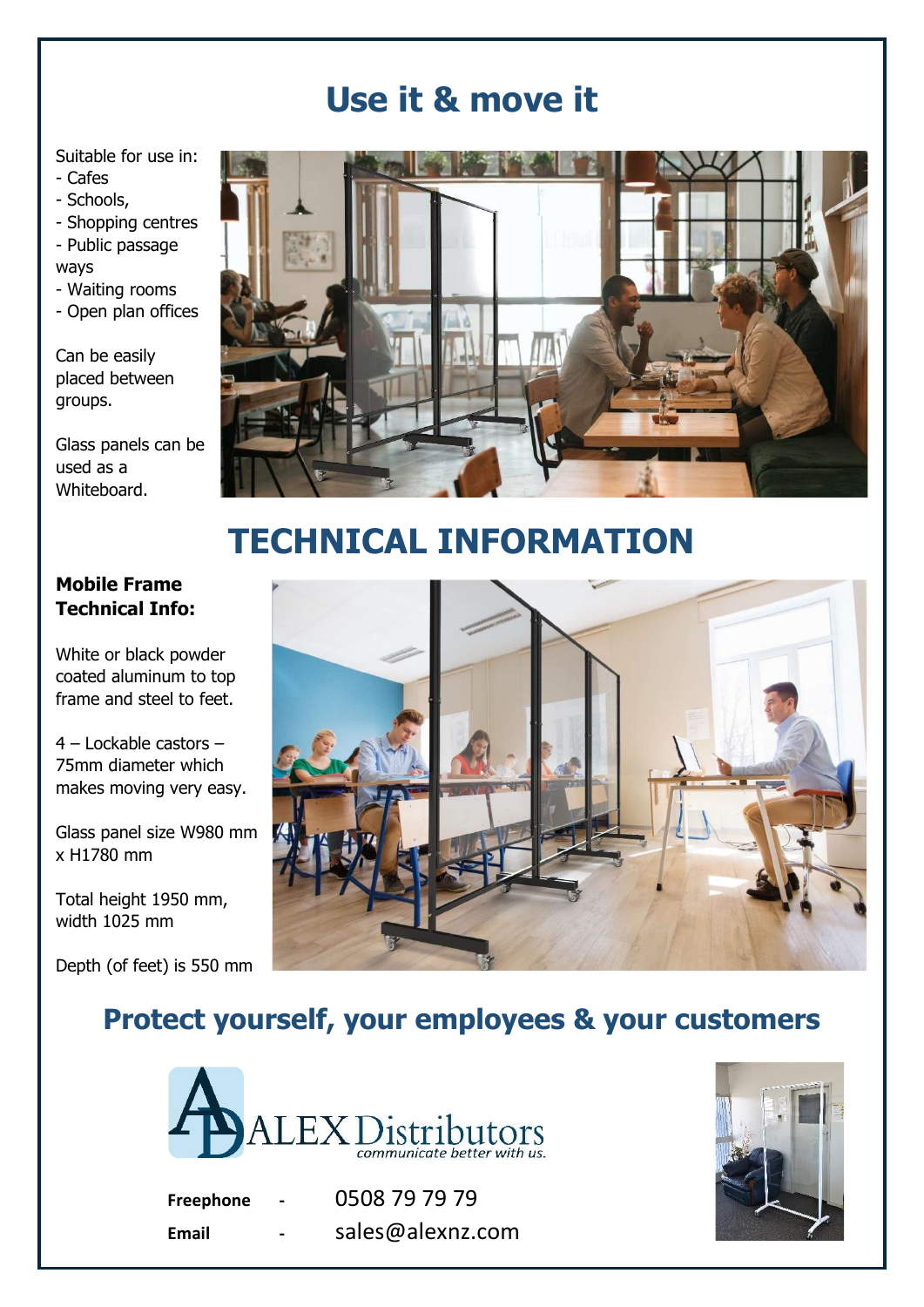# Use it & move it

Suitable for use in:
- Cafes
- Schools,
- Shopping centres
- Public passage ways
- Waiting rooms
- Open plan offices

Can be easily placed between groups.

Glass panels can be used as a Whiteboard.

# TECHNICAL INFORMATION

**Mobile Frame Technical Info:**

White or black powder coated aluminum to top frame and steel to feet.

4 – Lockable castors – 75mm diameter which makes moving very easy.

Glass panel size W980 mm x H1780 mm

Total height 1950 mm, width 1025 mm

Depth (of feet) is 550 mm

## Protect yourself, your employees & your customers

ALEX Distributors
*communicate better with us.*

**Freephone** - 0508 79 79 79

**Email** - sales@alexnz.com